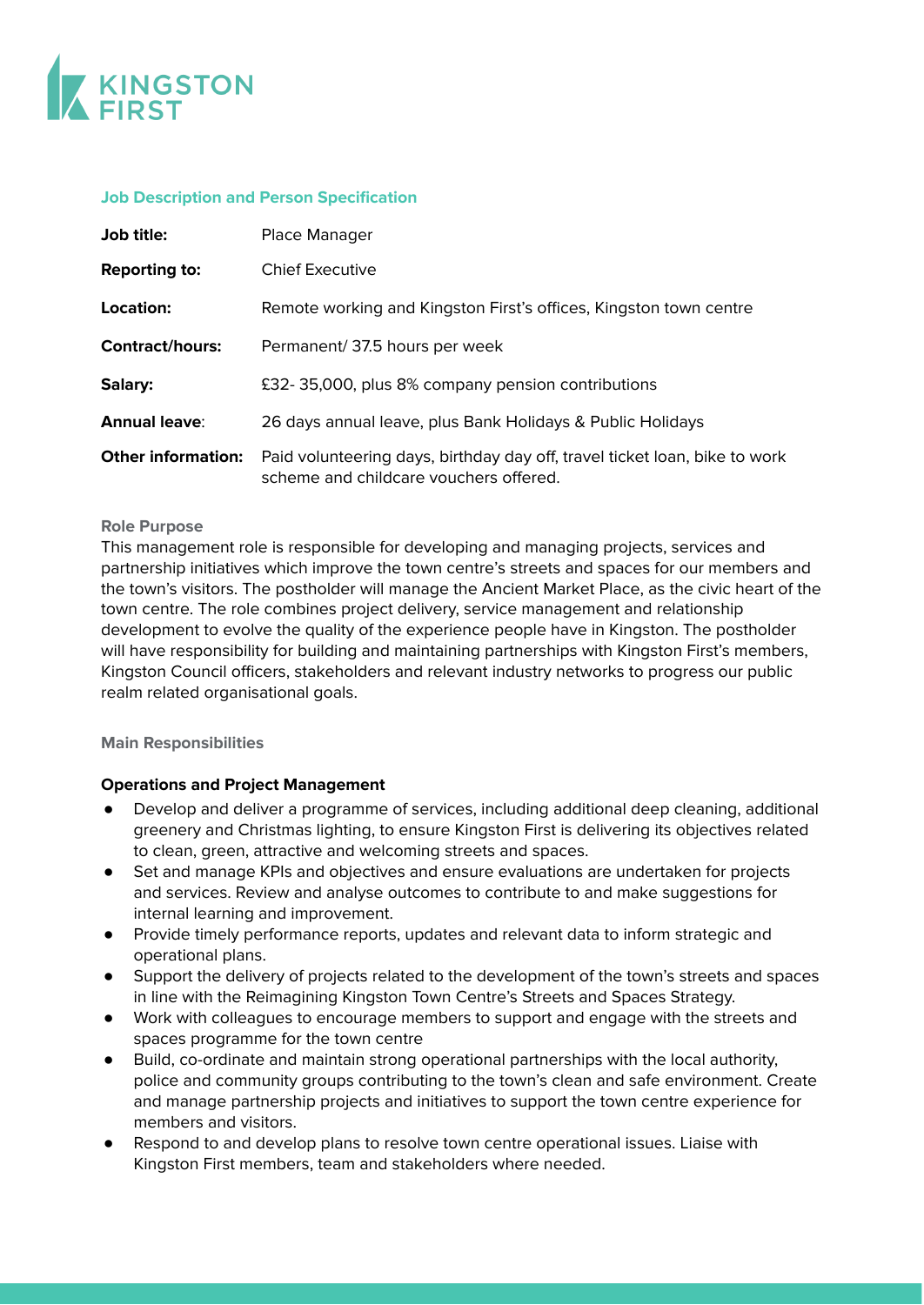KINGSTON FIRST

## Job Description and Person Specification

| | |
|---|---|
| **Job title:** | Place Manager |
| **Reporting to:** | Chief Executive |
| **Location:** | Remote working and Kingston First's offices, Kingston town centre |
| **Contract/hours:** | Permanent/ 37.5 hours per week |
| **Salary:** | £32- 35,000, plus 8% company pension contributions |
| **Annual leave**: | 26 days annual leave, plus Bank Holidays & Public Holidays |
| **Other information:** | Paid volunteering days, birthday day off, travel ticket loan, bike to work scheme and childcare vouchers offered. |

### Role Purpose

This management role is responsible for developing and managing projects, services and partnership initiatives which improve the town centre's streets and spaces for our members and the town's visitors. The postholder will manage the Ancient Market Place, as the civic heart of the town centre. The role combines project delivery, service management and relationship development to evolve the quality of the experience people have in Kingston. The postholder will have responsibility for building and maintaining partnerships with Kingston First's members, Kingston Council officers, stakeholders and relevant industry networks to progress our public realm related organisational goals.

### Main Responsibilities

**Operations and Project Management**

- Develop and deliver a programme of services, including additional deep cleaning, additional greenery and Christmas lighting, to ensure Kingston First is delivering its objectives related to clean, green, attractive and welcoming streets and spaces.
- Set and manage KPIs and objectives and ensure evaluations are undertaken for projects and services. Review and analyse outcomes to contribute to and make suggestions for internal learning and improvement.
- Provide timely performance reports, updates and relevant data to inform strategic and operational plans.
- Support the delivery of projects related to the development of the town's streets and spaces in line with the Reimagining Kingston Town Centre's Streets and Spaces Strategy.
- Work with colleagues to encourage members to support and engage with the streets and spaces programme for the town centre
- Build, co-ordinate and maintain strong operational partnerships with the local authority, police and community groups contributing to the town's clean and safe environment. Create and manage partnership projects and initiatives to support the town centre experience for members and visitors.
- Respond to and develop plans to resolve town centre operational issues. Liaise with Kingston First members, team and stakeholders where needed.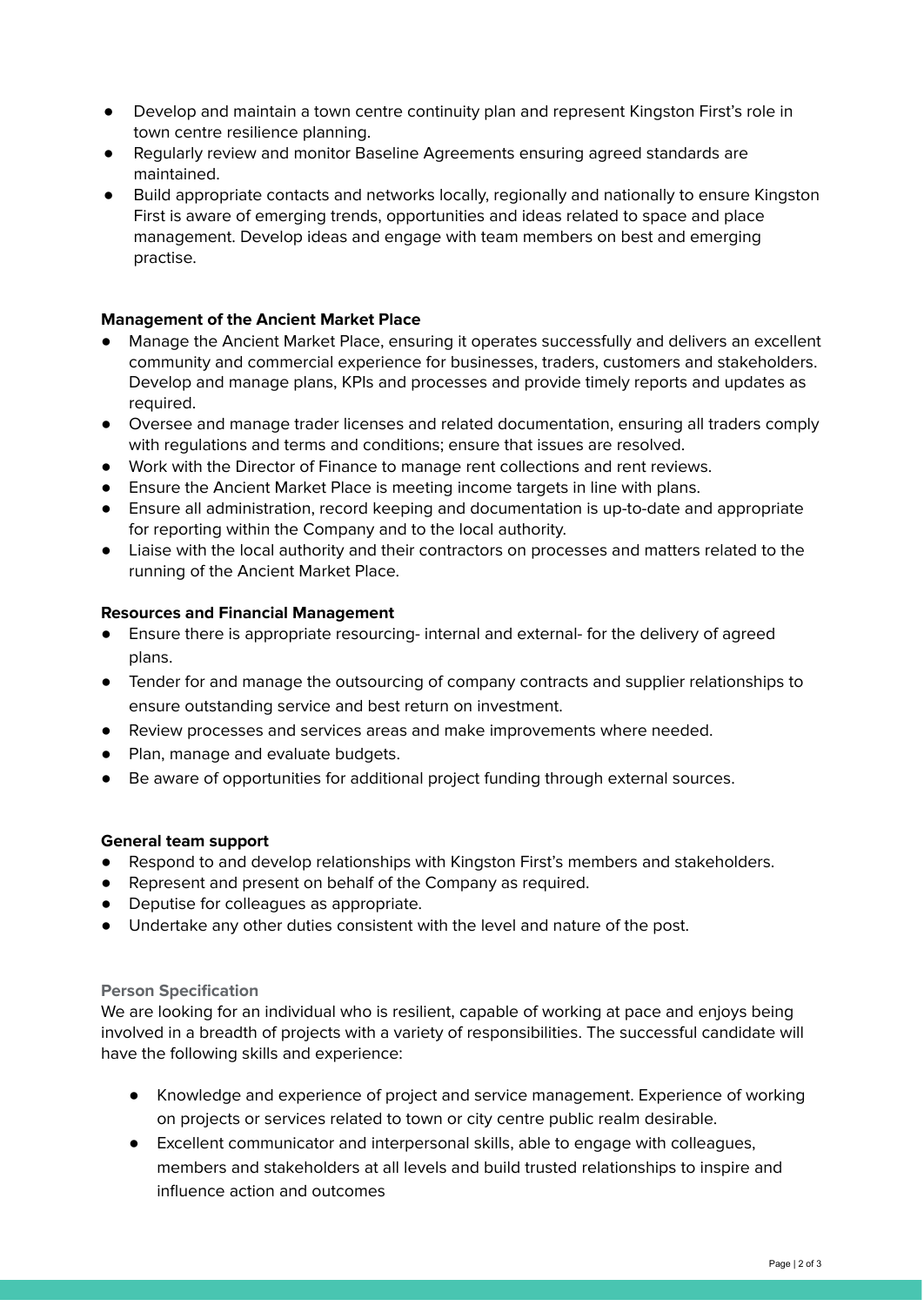- Develop and maintain a town centre continuity plan and represent Kingston First's role in town centre resilience planning.
- Regularly review and monitor Baseline Agreements ensuring agreed standards are maintained.
- Build appropriate contacts and networks locally, regionally and nationally to ensure Kingston First is aware of emerging trends, opportunities and ideas related to space and place management. Develop ideas and engage with team members on best and emerging practise.

**Management of the Ancient Market Place**

- Manage the Ancient Market Place, ensuring it operates successfully and delivers an excellent community and commercial experience for businesses, traders, customers and stakeholders. Develop and manage plans, KPIs and processes and provide timely reports and updates as required.
- Oversee and manage trader licenses and related documentation, ensuring all traders comply with regulations and terms and conditions; ensure that issues are resolved.
- Work with the Director of Finance to manage rent collections and rent reviews.
- Ensure the Ancient Market Place is meeting income targets in line with plans.
- Ensure all administration, record keeping and documentation is up-to-date and appropriate for reporting within the Company and to the local authority.
- Liaise with the local authority and their contractors on processes and matters related to the running of the Ancient Market Place.

**Resources and Financial Management**

- Ensure there is appropriate resourcing- internal and external- for the delivery of agreed plans.
- Tender for and manage the outsourcing of company contracts and supplier relationships to ensure outstanding service and best return on investment.
- Review processes and services areas and make improvements where needed.
- Plan, manage and evaluate budgets.
- Be aware of opportunities for additional project funding through external sources.

**General team support**

- Respond to and develop relationships with Kingston First's members and stakeholders.
- Represent and present on behalf of the Company as required.
- Deputise for colleagues as appropriate.
- Undertake any other duties consistent with the level and nature of the post.

**Person Specification**

We are looking for an individual who is resilient, capable of working at pace and enjoys being involved in a breadth of projects with a variety of responsibilities. The successful candidate will have the following skills and experience:

- Knowledge and experience of project and service management. Experience of working on projects or services related to town or city centre public realm desirable.
- Excellent communicator and interpersonal skills, able to engage with colleagues, members and stakeholders at all levels and build trusted relationships to inspire and influence action and outcomes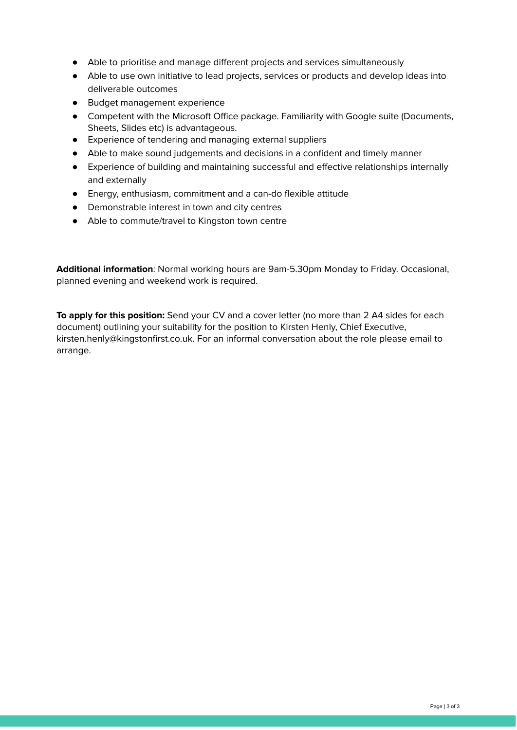- Able to prioritise and manage different projects and services simultaneously
- Able to use own initiative to lead projects, services or products and develop ideas into deliverable outcomes
- Budget management experience
- Competent with the Microsoft Office package. Familiarity with Google suite (Documents, Sheets, Slides etc) is advantageous.
- Experience of tendering and managing external suppliers
- Able to make sound judgements and decisions in a confident and timely manner
- Experience of building and maintaining successful and effective relationships internally and externally
- Energy, enthusiasm, commitment and a can-do flexible attitude
- Demonstrable interest in town and city centres
- Able to commute/travel to Kingston town centre

**Additional information**: Normal working hours are 9am-5.30pm Monday to Friday. Occasional, planned evening and weekend work is required.

**To apply for this position:** Send your CV and a cover letter (no more than 2 A4 sides for each document) outlining your suitability for the position to Kirsten Henly, Chief Executive, kirsten.henly@kingstonfirst.co.uk. For an informal conversation about the role please email to arrange.